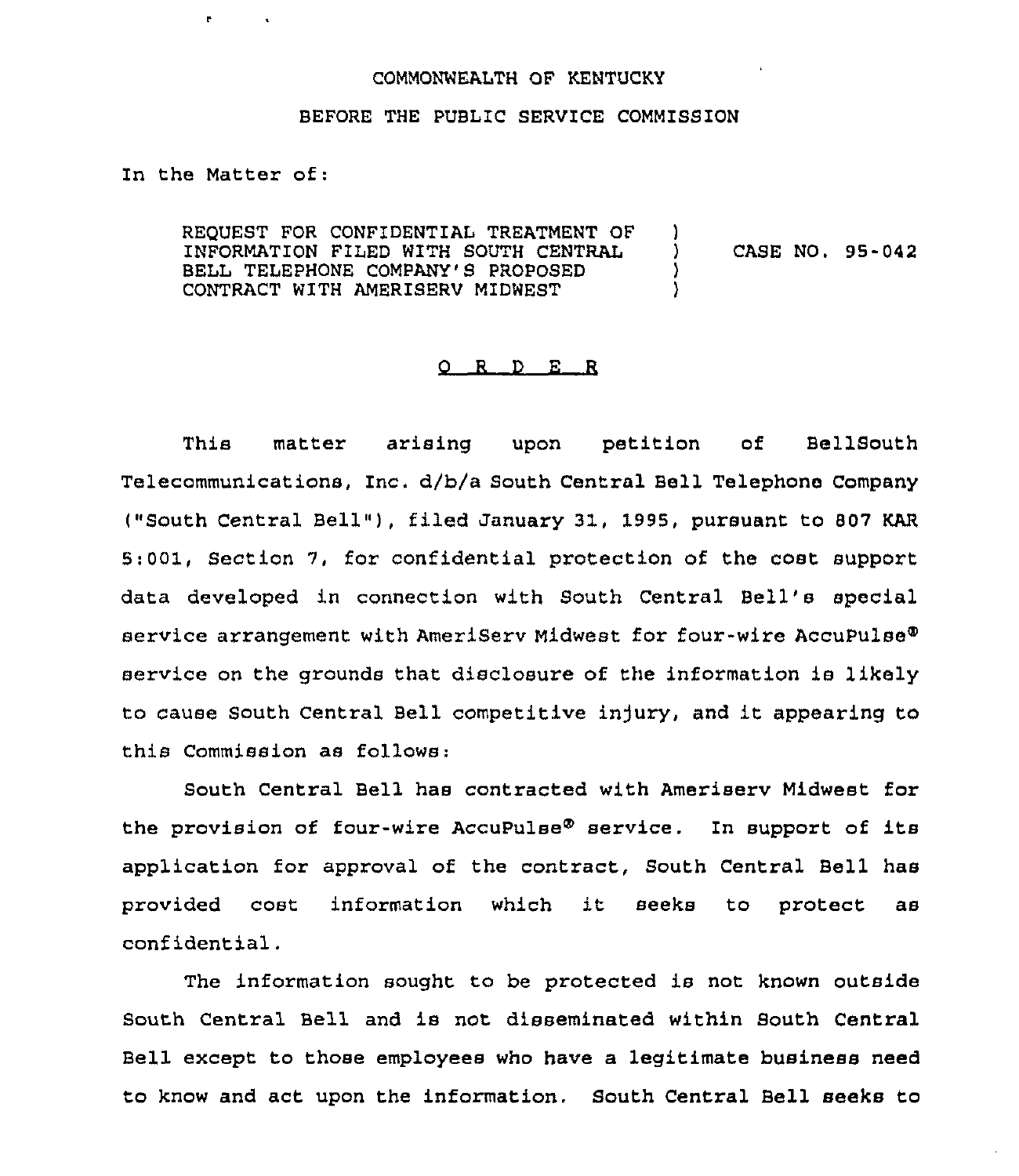COMMONWEALTH OF KENTUCKY

BEFORE THE PUBLIC SERVICE COMMISSION

In the Matter of:

| | | |
|---|---|---|
| REQUEST FOR CONFIDENTIAL TREATMENT OF INFORMATION FILED WITH SOUTH CENTRAL BELL TELEPHONE COMPANY'S PROPOSED CONTRACT WITH AMERISERV MIDWEST | ) ) ) ) | CASE NO. 95-042 |

O R D E R

This matter arising upon petition of BellSouth Telecommunications, Inc. d/b/a South Central Bell Telephone Company ("South Central Bell"), filed January 31, 1995, pursuant to 807 KAR 5:001, Section 7, for confidential protection of the cost support data developed in connection with South Central Bell's special service arrangement with AmeriServ Midwest for four-wire AccuPulse® service on the grounds that disclosure of the information is likely to cause South Central Bell competitive injury, and it appearing to this Commission as follows:

South Central Bell has contracted with Ameriserv Midwest for the provision of four-wire AccuPulse® service. In support of its application for approval of the contract, South Central Bell has provided cost information which it seeks to protect as confidential.

The information sought to be protected is not known outside South Central Bell and is not disseminated within South Central Bell except to those employees who have a legitimate business need to know and act upon the information. South Central Bell seeks to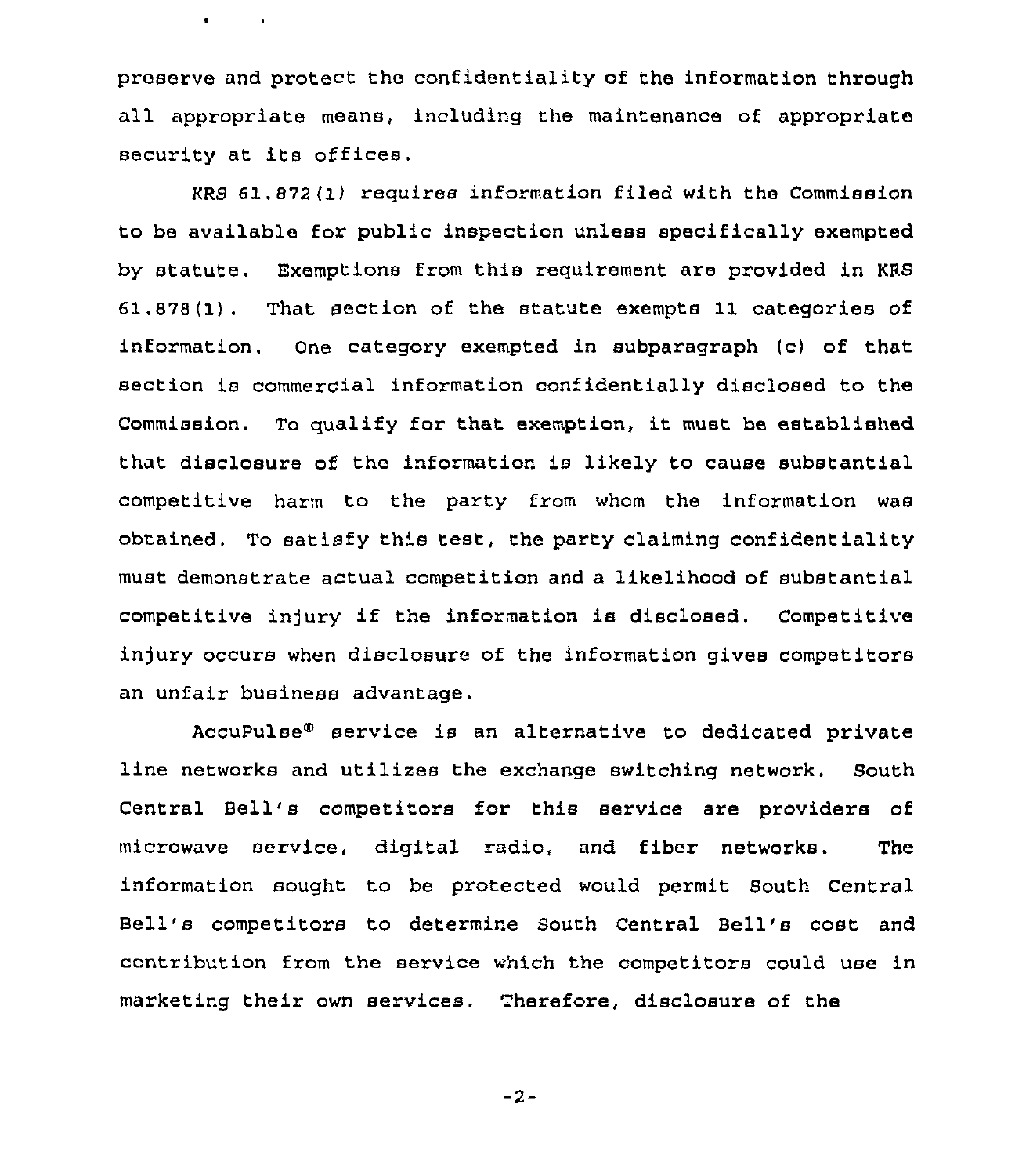preserve and protect the confidentiality of the information through all appropriate means, including the maintenance of appropriate security at its offices.

KRS 61.872(1) requires information filed with the Commission to be available for public inspection unless specifically exempted by statute. Exemptions from this requirement are provided in KRS 61.878(1). That section of the statute exempts 11 categories of information. One category exempted in subparagraph (c) of that section is commercial information confidentially disclosed to the Commission. To qualify for that exemption, it must be established that disclosure of the information is likely to cause substantial competitive harm to the party from whom the information was obtained. To satisfy this test, the party claiming confidentiality must demonstrate actual competition and a likelihood of substantial competitive injury if the information is disclosed. Competitive injury occurs when disclosure of the information gives competitors an unfair business advantage.

AccuPulse® service is an alternative to dedicated private line networks and utilizes the exchange switching network. South Central Bell's competitors for this service are providers of microwave service, digital radio, and fiber networks. The information sought to be protected would permit South Central Bell's competitors to determine South Central Bell's cost and contribution from the service which the competitors could use in marketing their own services. Therefore, disclosure of the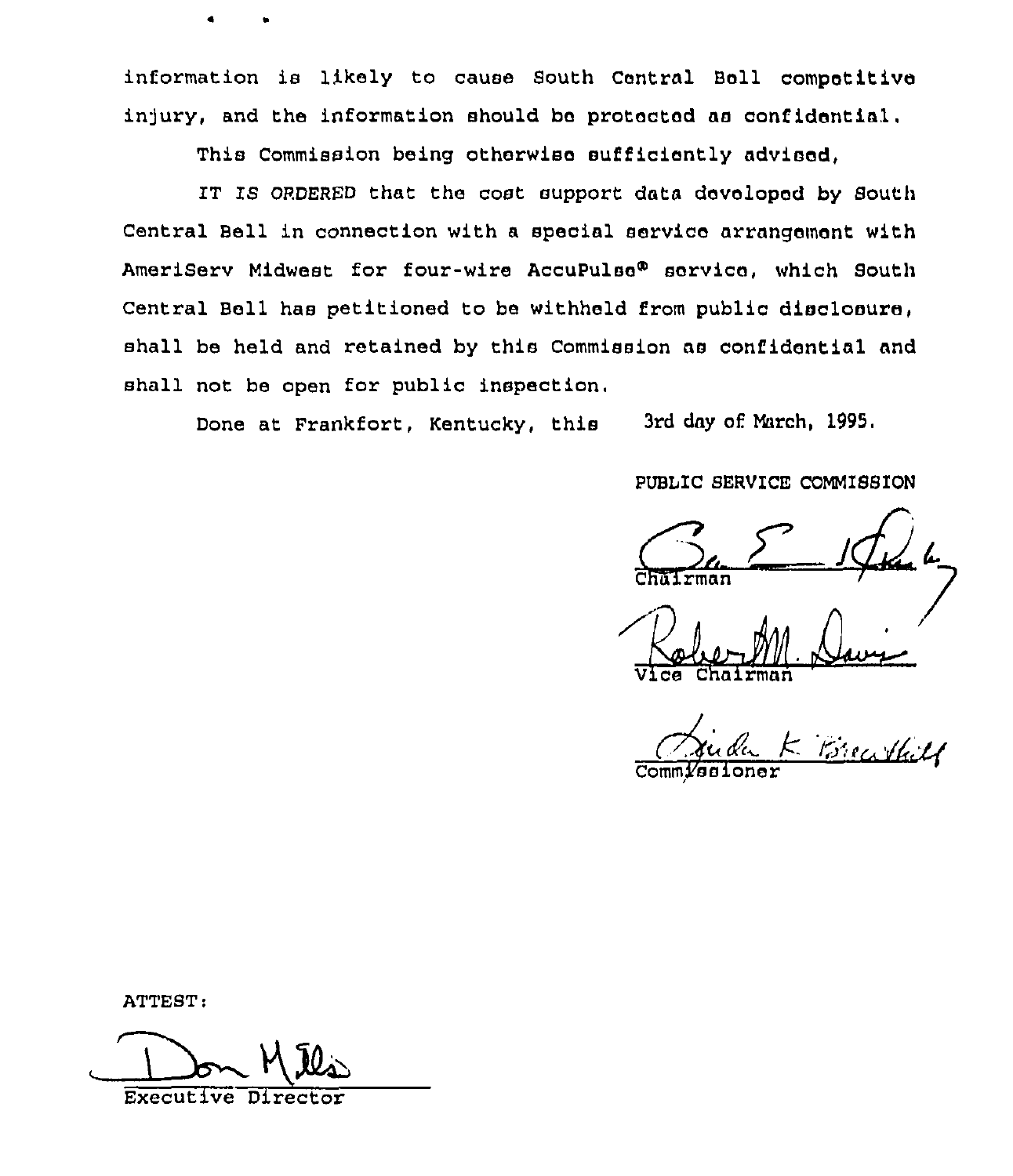information is likely to cause South Central Bell competitive injury, and the information should be protected as confidential.

This Commission being otherwise sufficiently advised,

IT IS ORDERED that the cost support data developed by South Central Bell in connection with a special service arrangement with AmeriServ Midwest for four-wire AccuPulse® service, which South Central Bell has petitioned to be withheld from public disclosure, shall be held and retained by this Commission as confidential and shall not be open for public inspection.

Done at Frankfort, Kentucky, this 3rd day of March, 1995.

PUBLIC SERVICE COMMISSION

Chairman

Vice Chairman

Commissioner

ATTEST:

Executive Director